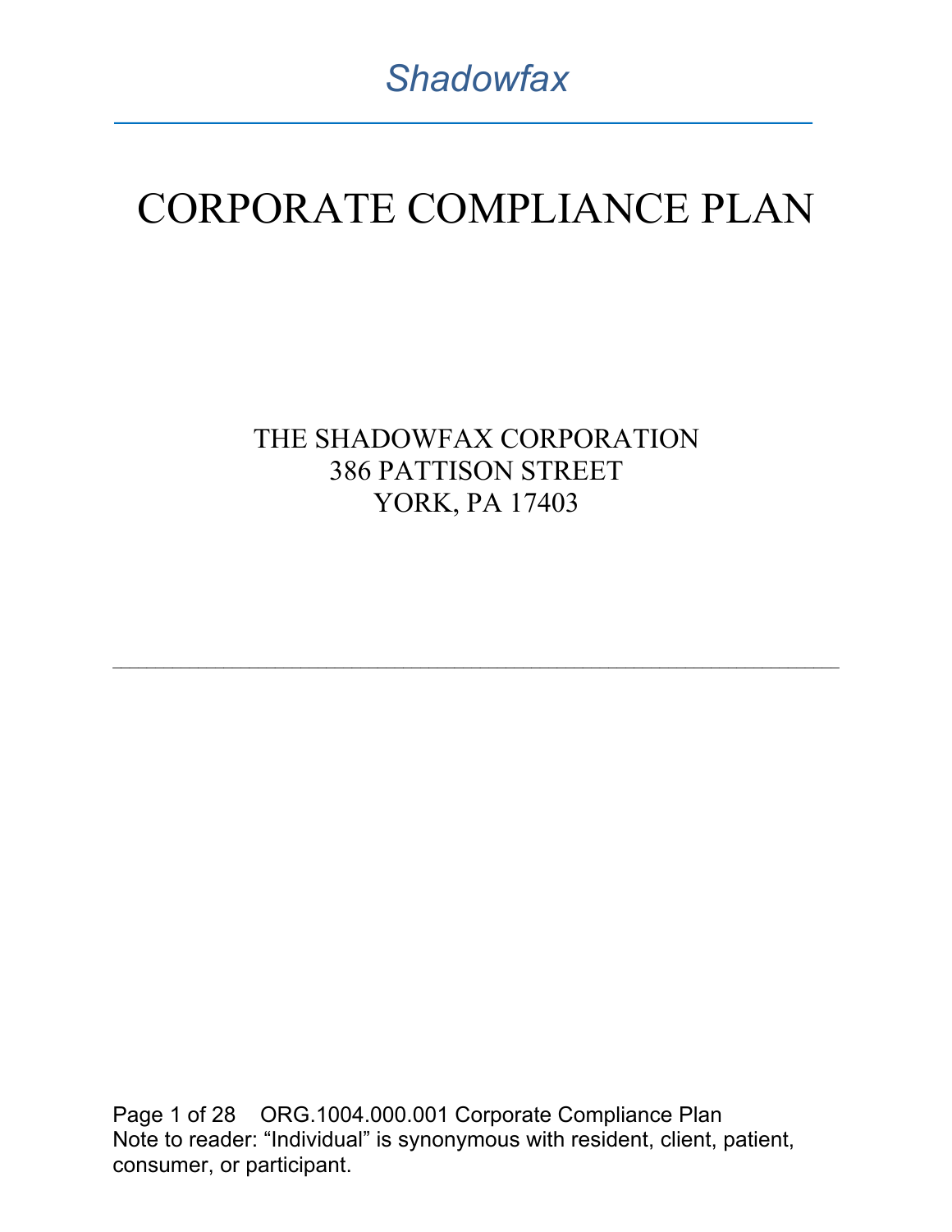*Shadowfax*

# CORPORATE COMPLIANCE PLAN

THE SHADOWFAX CORPORATION
386 PATTISON STREET
YORK, PA 17403

---

Note to reader: "Individual" is synonymous with resident, client, patient, consumer, or participant.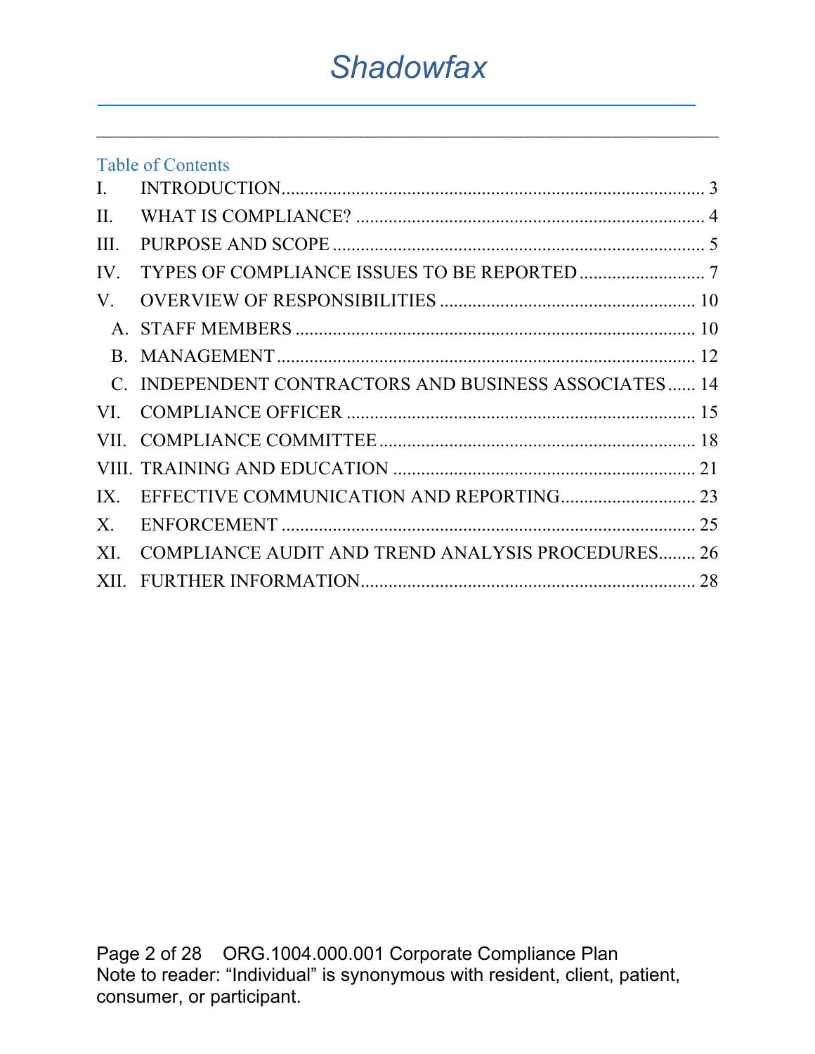Table of Contents

| | | |
|---|---|---|
| I. | INTRODUCTION | 3 |
| II. | WHAT IS COMPLIANCE? | 4 |
| III. | PURPOSE AND SCOPE | 5 |
| IV. | TYPES OF COMPLIANCE ISSUES TO BE REPORTED | 7 |
| V. | OVERVIEW OF RESPONSIBILITIES | 10 |
| A. | STAFF MEMBERS | 10 |
| B. | MANAGEMENT | 12 |
| C. | INDEPENDENT CONTRACTORS AND BUSINESS ASSOCIATES | 14 |
| VI. | COMPLIANCE OFFICER | 15 |
| VII. | COMPLIANCE COMMITTEE | 18 |
| VIII. | TRAINING AND EDUCATION | 21 |
| IX. | EFFECTIVE COMMUNICATION AND REPORTING | 23 |
| X. | ENFORCEMENT | 25 |
| XI. | COMPLIANCE AUDIT AND TREND ANALYSIS PROCEDURES | 26 |
| XII. | FURTHER INFORMATION | 28 |

Note to reader: "Individual" is synonymous with resident, client, patient, consumer, or participant.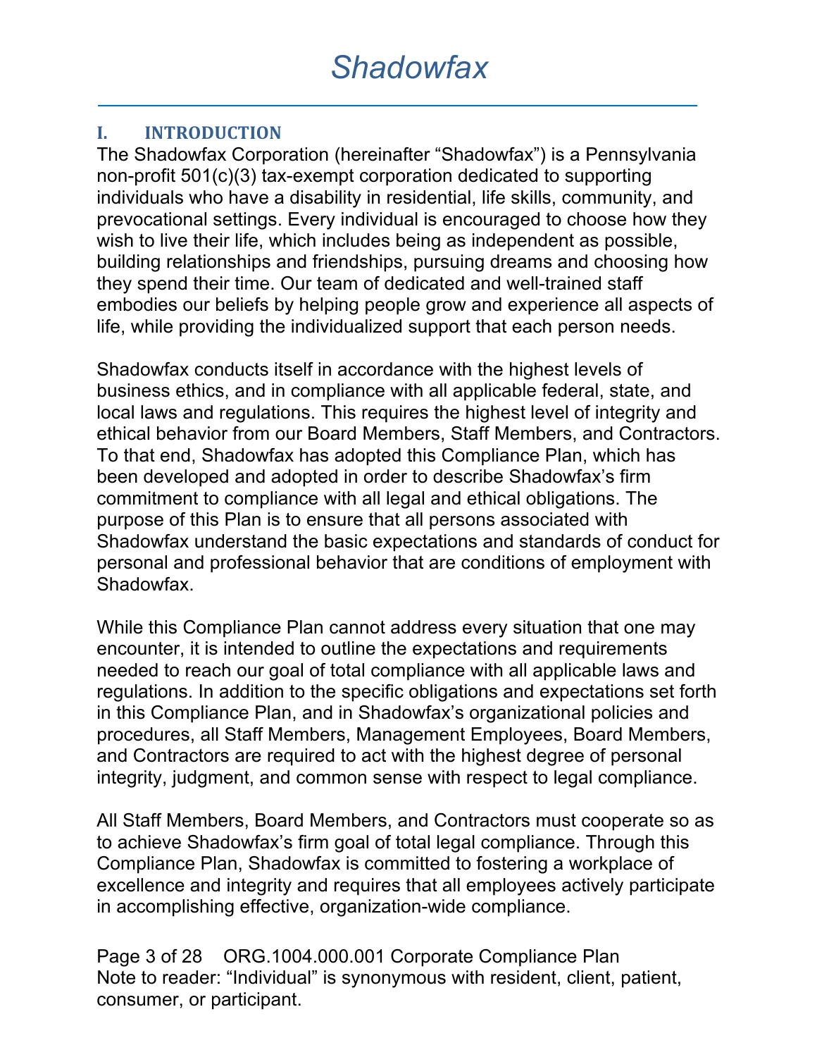## I. INTRODUCTION

The Shadowfax Corporation (hereinafter "Shadowfax") is a Pennsylvania non-profit 501(c)(3) tax-exempt corporation dedicated to supporting individuals who have a disability in residential, life skills, community, and prevocational settings. Every individual is encouraged to choose how they wish to live their life, which includes being as independent as possible, building relationships and friendships, pursuing dreams and choosing how they spend their time. Our team of dedicated and well-trained staff embodies our beliefs by helping people grow and experience all aspects of life, while providing the individualized support that each person needs.

Shadowfax conducts itself in accordance with the highest levels of business ethics, and in compliance with all applicable federal, state, and local laws and regulations. This requires the highest level of integrity and ethical behavior from our Board Members, Staff Members, and Contractors. To that end, Shadowfax has adopted this Compliance Plan, which has been developed and adopted in order to describe Shadowfax's firm commitment to compliance with all legal and ethical obligations. The purpose of this Plan is to ensure that all persons associated with Shadowfax understand the basic expectations and standards of conduct for personal and professional behavior that are conditions of employment with Shadowfax.

While this Compliance Plan cannot address every situation that one may encounter, it is intended to outline the expectations and requirements needed to reach our goal of total compliance with all applicable laws and regulations. In addition to the specific obligations and expectations set forth in this Compliance Plan, and in Shadowfax's organizational policies and procedures, all Staff Members, Management Employees, Board Members, and Contractors are required to act with the highest degree of personal integrity, judgment, and common sense with respect to legal compliance.

All Staff Members, Board Members, and Contractors must cooperate so as to achieve Shadowfax's firm goal of total legal compliance. Through this Compliance Plan, Shadowfax is committed to fostering a workplace of excellence and integrity and requires that all employees actively participate in accomplishing effective, organization-wide compliance.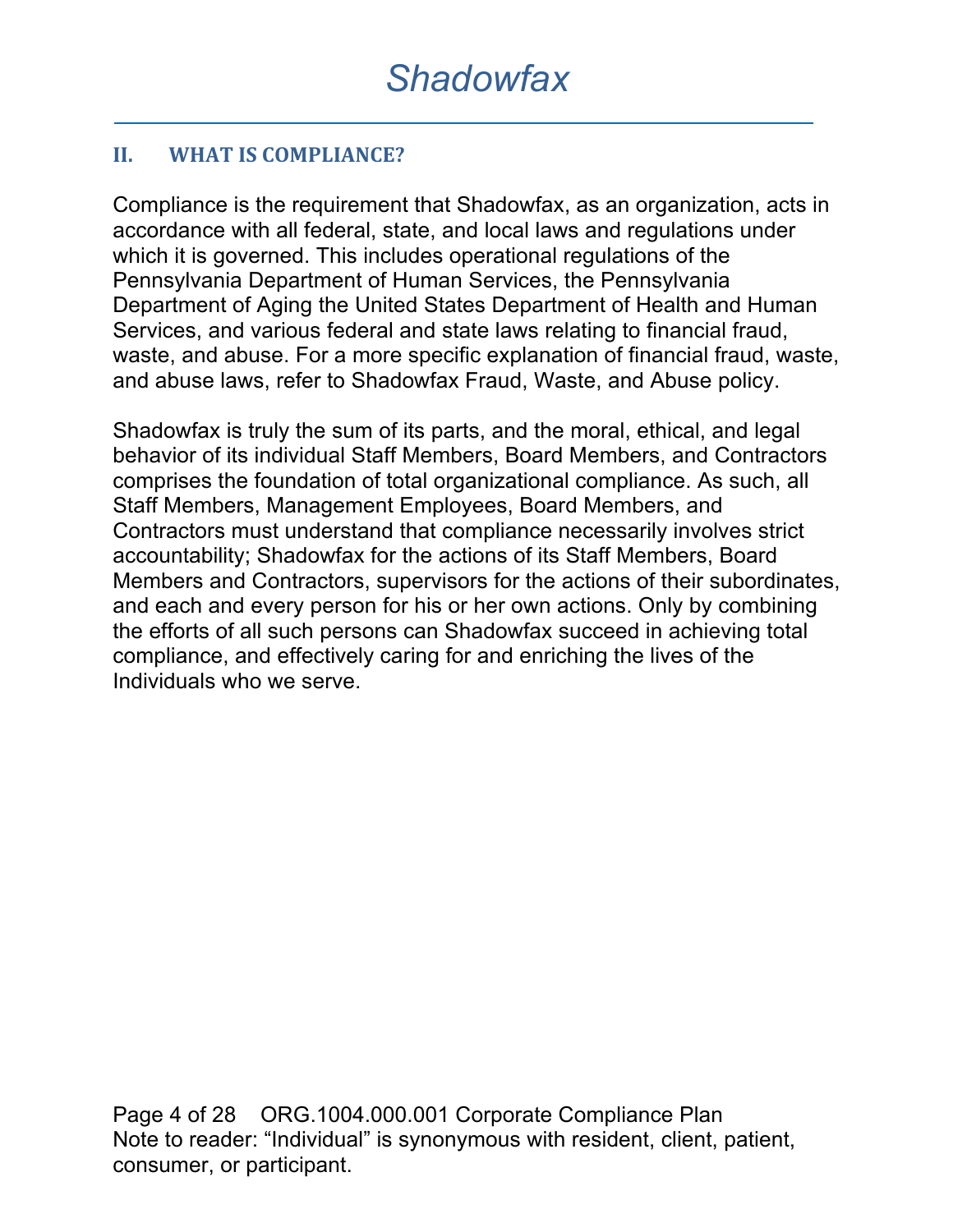## II. WHAT IS COMPLIANCE?

Compliance is the requirement that Shadowfax, as an organization, acts in accordance with all federal, state, and local laws and regulations under which it is governed. This includes operational regulations of the Pennsylvania Department of Human Services, the Pennsylvania Department of Aging the United States Department of Health and Human Services, and various federal and state laws relating to financial fraud, waste, and abuse. For a more specific explanation of financial fraud, waste, and abuse laws, refer to Shadowfax Fraud, Waste, and Abuse policy.

Shadowfax is truly the sum of its parts, and the moral, ethical, and legal behavior of its individual Staff Members, Board Members, and Contractors comprises the foundation of total organizational compliance. As such, all Staff Members, Management Employees, Board Members, and Contractors must understand that compliance necessarily involves strict accountability; Shadowfax for the actions of its Staff Members, Board Members and Contractors, supervisors for the actions of their subordinates, and each and every person for his or her own actions. Only by combining the efforts of all such persons can Shadowfax succeed in achieving total compliance, and effectively caring for and enriching the lives of the Individuals who we serve.

Note to reader: “Individual” is synonymous with resident, client, patient, consumer, or participant.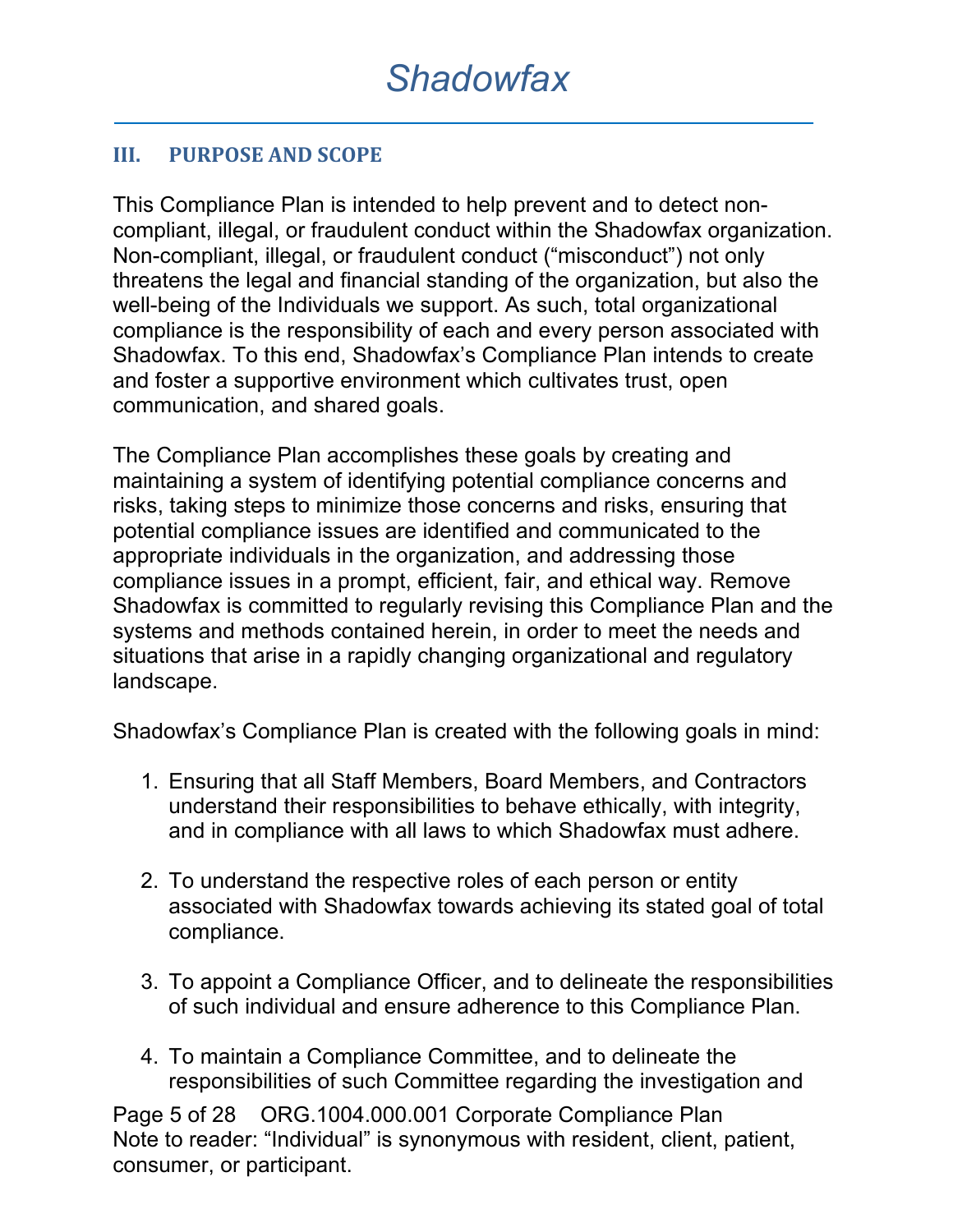## III. PURPOSE AND SCOPE

This Compliance Plan is intended to help prevent and to detect non-compliant, illegal, or fraudulent conduct within the Shadowfax organization. Non-compliant, illegal, or fraudulent conduct ("misconduct") not only threatens the legal and financial standing of the organization, but also the well-being of the Individuals we support. As such, total organizational compliance is the responsibility of each and every person associated with Shadowfax. To this end, Shadowfax's Compliance Plan intends to create and foster a supportive environment which cultivates trust, open communication, and shared goals.

The Compliance Plan accomplishes these goals by creating and maintaining a system of identifying potential compliance concerns and risks, taking steps to minimize those concerns and risks, ensuring that potential compliance issues are identified and communicated to the appropriate individuals in the organization, and addressing those compliance issues in a prompt, efficient, fair, and ethical way. Remove Shadowfax is committed to regularly revising this Compliance Plan and the systems and methods contained herein, in order to meet the needs and situations that arise in a rapidly changing organizational and regulatory landscape.

Shadowfax's Compliance Plan is created with the following goals in mind:

1. Ensuring that all Staff Members, Board Members, and Contractors understand their responsibilities to behave ethically, with integrity, and in compliance with all laws to which Shadowfax must adhere.

2. To understand the respective roles of each person or entity associated with Shadowfax towards achieving its stated goal of total compliance.

3. To appoint a Compliance Officer, and to delineate the responsibilities of such individual and ensure adherence to this Compliance Plan.

4. To maintain a Compliance Committee, and to delineate the responsibilities of such Committee regarding the investigation and

Note to reader: "Individual" is synonymous with resident, client, patient, consumer, or participant.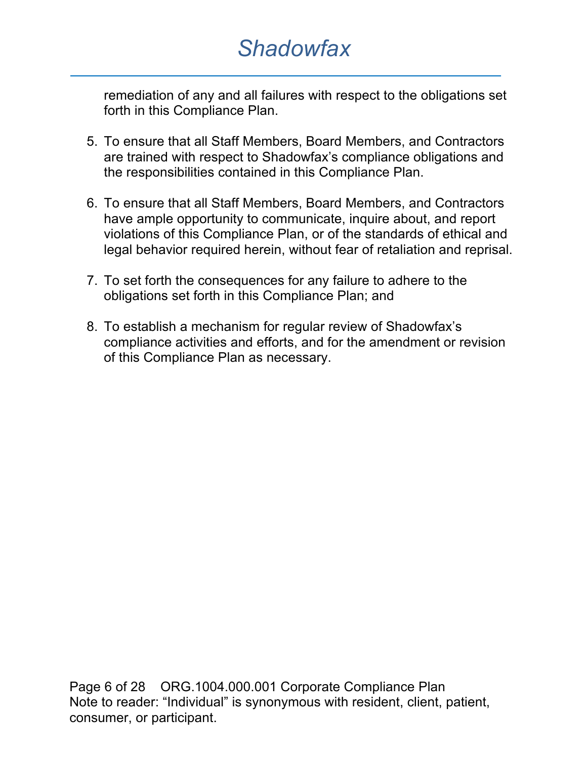remediation of any and all failures with respect to the obligations set forth in this Compliance Plan.

5. To ensure that all Staff Members, Board Members, and Contractors are trained with respect to Shadowfax's compliance obligations and the responsibilities contained in this Compliance Plan.

6. To ensure that all Staff Members, Board Members, and Contractors have ample opportunity to communicate, inquire about, and report violations of this Compliance Plan, or of the standards of ethical and legal behavior required herein, without fear of retaliation and reprisal.

7. To set forth the consequences for any failure to adhere to the obligations set forth in this Compliance Plan; and

8. To establish a mechanism for regular review of Shadowfax's compliance activities and efforts, and for the amendment or revision of this Compliance Plan as necessary.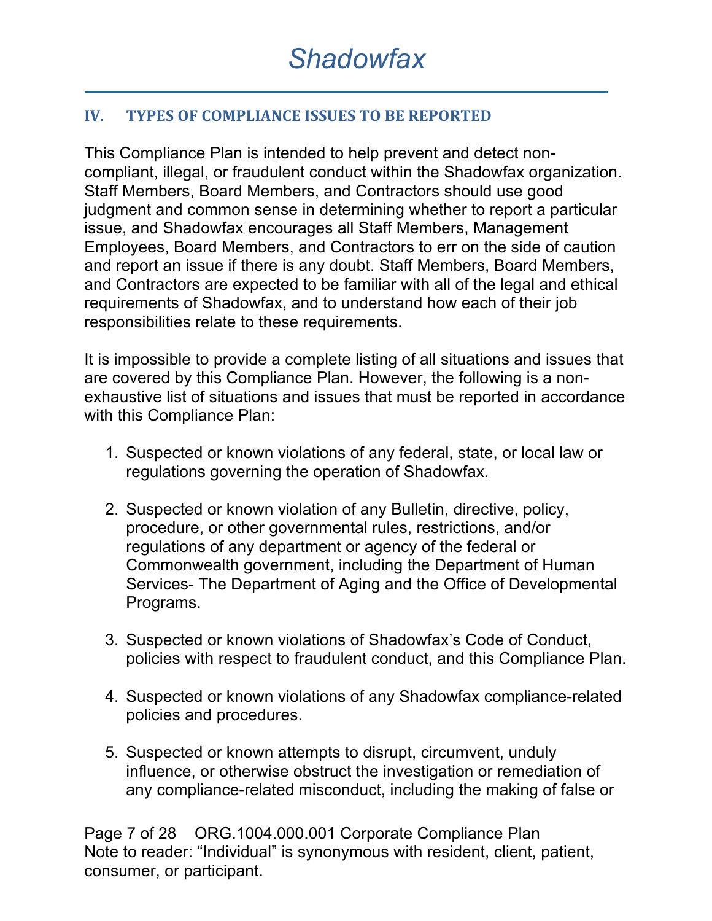## IV. TYPES OF COMPLIANCE ISSUES TO BE REPORTED

This Compliance Plan is intended to help prevent and detect non-compliant, illegal, or fraudulent conduct within the Shadowfax organization. Staff Members, Board Members, and Contractors should use good judgment and common sense in determining whether to report a particular issue, and Shadowfax encourages all Staff Members, Management Employees, Board Members, and Contractors to err on the side of caution and report an issue if there is any doubt. Staff Members, Board Members, and Contractors are expected to be familiar with all of the legal and ethical requirements of Shadowfax, and to understand how each of their job responsibilities relate to these requirements.

It is impossible to provide a complete listing of all situations and issues that are covered by this Compliance Plan. However, the following is a non-exhaustive list of situations and issues that must be reported in accordance with this Compliance Plan:

1. Suspected or known violations of any federal, state, or local law or regulations governing the operation of Shadowfax.

2. Suspected or known violation of any Bulletin, directive, policy, procedure, or other governmental rules, restrictions, and/or regulations of any department or agency of the federal or Commonwealth government, including the Department of Human Services- The Department of Aging and the Office of Developmental Programs.

3. Suspected or known violations of Shadowfax's Code of Conduct, policies with respect to fraudulent conduct, and this Compliance Plan.

4. Suspected or known violations of any Shadowfax compliance-related policies and procedures.

5. Suspected or known attempts to disrupt, circumvent, unduly influence, or otherwise obstruct the investigation or remediation of any compliance-related misconduct, including the making of false or

Note to reader: "Individual" is synonymous with resident, client, patient, consumer, or participant.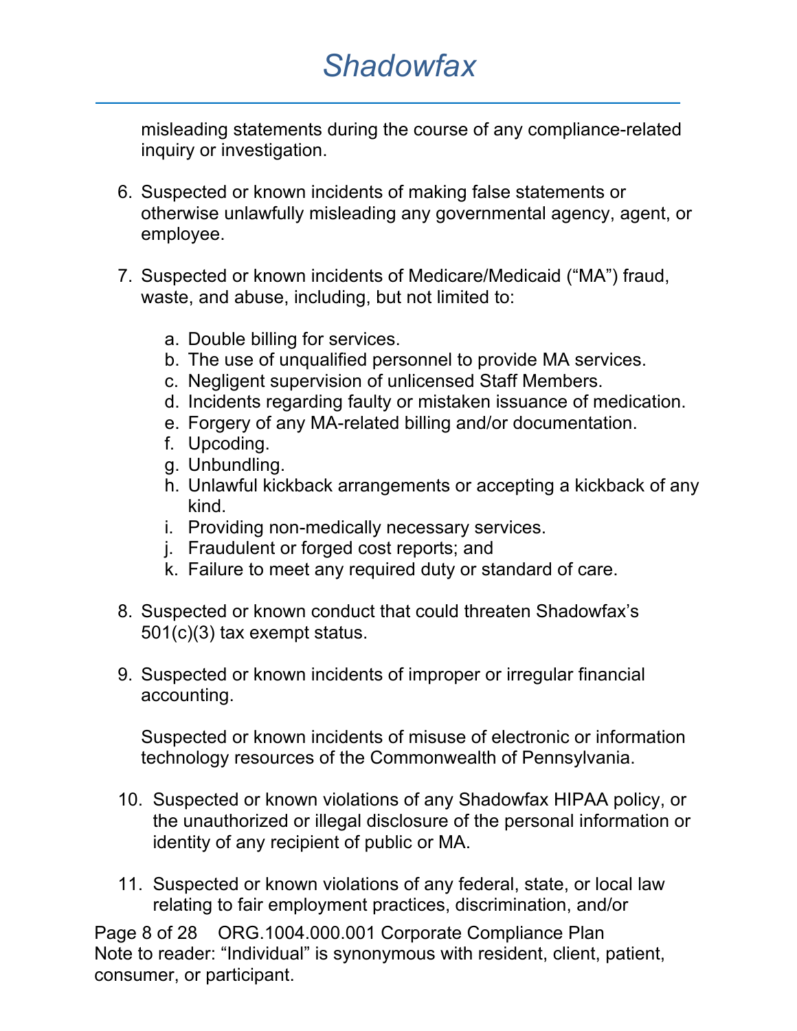misleading statements during the course of any compliance-related inquiry or investigation.

6. Suspected or known incidents of making false statements or otherwise unlawfully misleading any governmental agency, agent, or employee.

7. Suspected or known incidents of Medicare/Medicaid ("MA") fraud, waste, and abuse, including, but not limited to:

   a. Double billing for services.
   b. The use of unqualified personnel to provide MA services.
   c. Negligent supervision of unlicensed Staff Members.
   d. Incidents regarding faulty or mistaken issuance of medication.
   e. Forgery of any MA-related billing and/or documentation.
   f. Upcoding.
   g. Unbundling.
   h. Unlawful kickback arrangements or accepting a kickback of any kind.
   i. Providing non-medically necessary services.
   j. Fraudulent or forged cost reports; and
   k. Failure to meet any required duty or standard of care.

8. Suspected or known conduct that could threaten Shadowfax's 501(c)(3) tax exempt status.

9. Suspected or known incidents of improper or irregular financial accounting.

   Suspected or known incidents of misuse of electronic or information technology resources of the Commonwealth of Pennsylvania.

10. Suspected or known violations of any Shadowfax HIPAA policy, or the unauthorized or illegal disclosure of the personal information or identity of any recipient of public or MA.

11. Suspected or known violations of any federal, state, or local law relating to fair employment practices, discrimination, and/or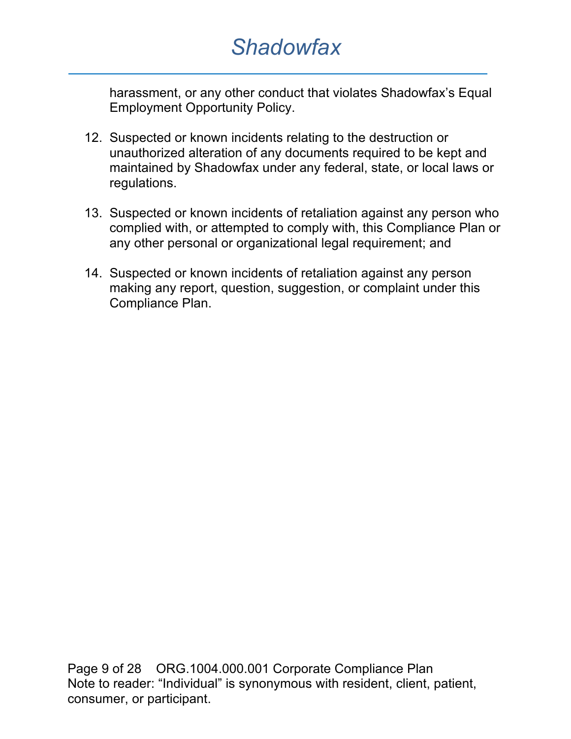harassment, or any other conduct that violates Shadowfax's Equal Employment Opportunity Policy.

12. Suspected or known incidents relating to the destruction or unauthorized alteration of any documents required to be kept and maintained by Shadowfax under any federal, state, or local laws or regulations.

13. Suspected or known incidents of retaliation against any person who complied with, or attempted to comply with, this Compliance Plan or any other personal or organizational legal requirement; and

14. Suspected or known incidents of retaliation against any person making any report, question, suggestion, or complaint under this Compliance Plan.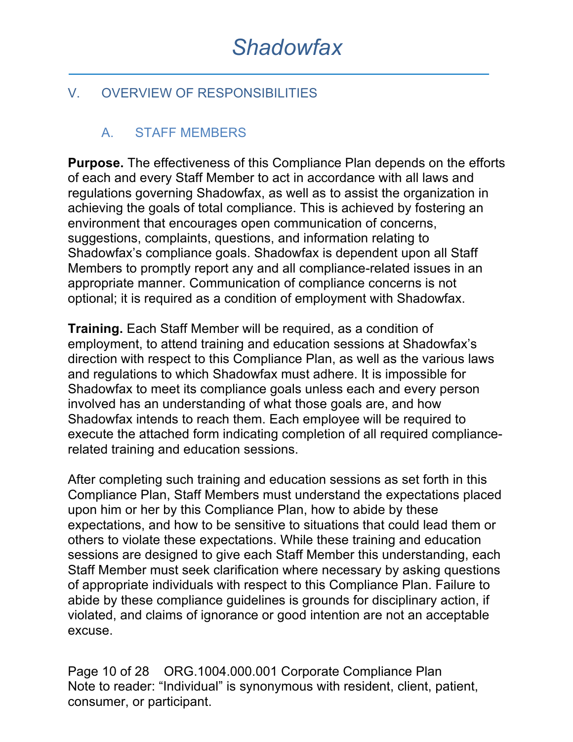## V. OVERVIEW OF RESPONSIBILITIES

### A. STAFF MEMBERS

**Purpose.** The effectiveness of this Compliance Plan depends on the efforts of each and every Staff Member to act in accordance with all laws and regulations governing Shadowfax, as well as to assist the organization in achieving the goals of total compliance. This is achieved by fostering an environment that encourages open communication of concerns, suggestions, complaints, questions, and information relating to Shadowfax's compliance goals. Shadowfax is dependent upon all Staff Members to promptly report any and all compliance-related issues in an appropriate manner. Communication of compliance concerns is not optional; it is required as a condition of employment with Shadowfax.

**Training.** Each Staff Member will be required, as a condition of employment, to attend training and education sessions at Shadowfax's direction with respect to this Compliance Plan, as well as the various laws and regulations to which Shadowfax must adhere. It is impossible for Shadowfax to meet its compliance goals unless each and every person involved has an understanding of what those goals are, and how Shadowfax intends to reach them. Each employee will be required to execute the attached form indicating completion of all required compliance-related training and education sessions.

After completing such training and education sessions as set forth in this Compliance Plan, Staff Members must understand the expectations placed upon him or her by this Compliance Plan, how to abide by these expectations, and how to be sensitive to situations that could lead them or others to violate these expectations. While these training and education sessions are designed to give each Staff Member this understanding, each Staff Member must seek clarification where necessary by asking questions of appropriate individuals with respect to this Compliance Plan. Failure to abide by these compliance guidelines is grounds for disciplinary action, if violated, and claims of ignorance or good intention are not an acceptable excuse.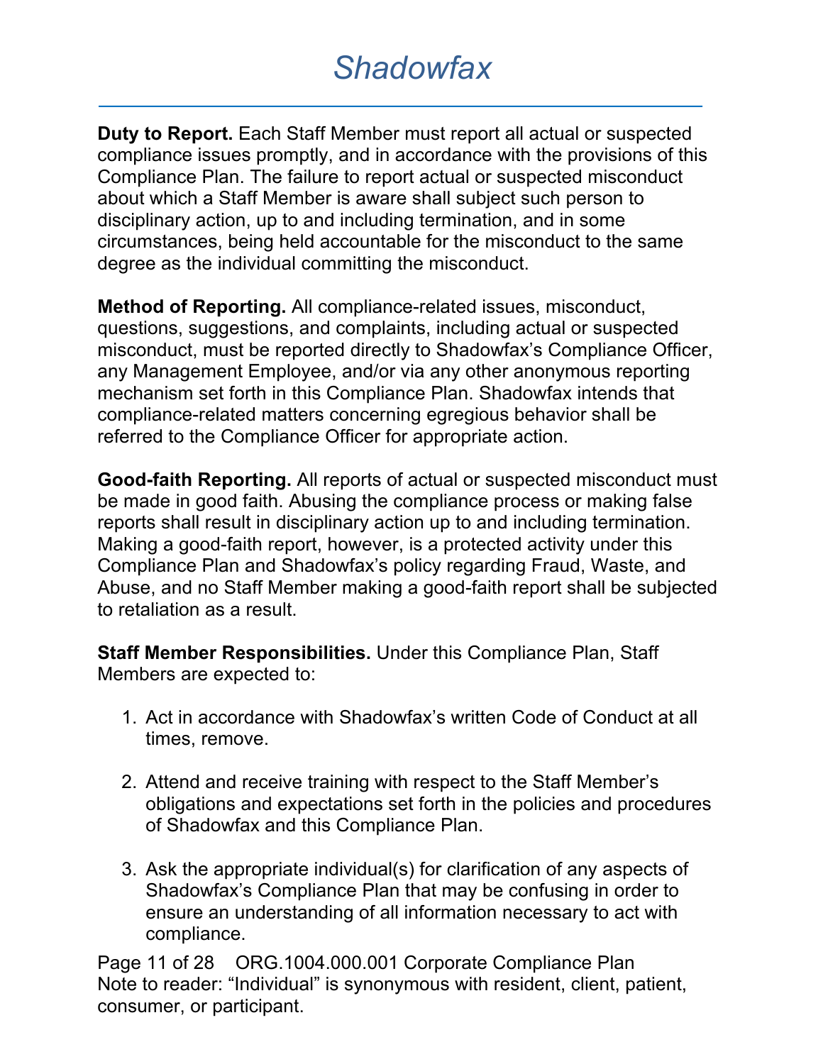**Duty to Report.** Each Staff Member must report all actual or suspected compliance issues promptly, and in accordance with the provisions of this Compliance Plan. The failure to report actual or suspected misconduct about which a Staff Member is aware shall subject such person to disciplinary action, up to and including termination, and in some circumstances, being held accountable for the misconduct to the same degree as the individual committing the misconduct.

**Method of Reporting.** All compliance-related issues, misconduct, questions, suggestions, and complaints, including actual or suspected misconduct, must be reported directly to Shadowfax's Compliance Officer, any Management Employee, and/or via any other anonymous reporting mechanism set forth in this Compliance Plan. Shadowfax intends that compliance-related matters concerning egregious behavior shall be referred to the Compliance Officer for appropriate action.

**Good-faith Reporting.** All reports of actual or suspected misconduct must be made in good faith. Abusing the compliance process or making false reports shall result in disciplinary action up to and including termination. Making a good-faith report, however, is a protected activity under this Compliance Plan and Shadowfax's policy regarding Fraud, Waste, and Abuse, and no Staff Member making a good-faith report shall be subjected to retaliation as a result.

**Staff Member Responsibilities.** Under this Compliance Plan, Staff Members are expected to:

1. Act in accordance with Shadowfax's written Code of Conduct at all times, remove.

2. Attend and receive training with respect to the Staff Member's obligations and expectations set forth in the policies and procedures of Shadowfax and this Compliance Plan.

3. Ask the appropriate individual(s) for clarification of any aspects of Shadowfax's Compliance Plan that may be confusing in order to ensure an understanding of all information necessary to act with compliance.

Note to reader: "Individual" is synonymous with resident, client, patient, consumer, or participant.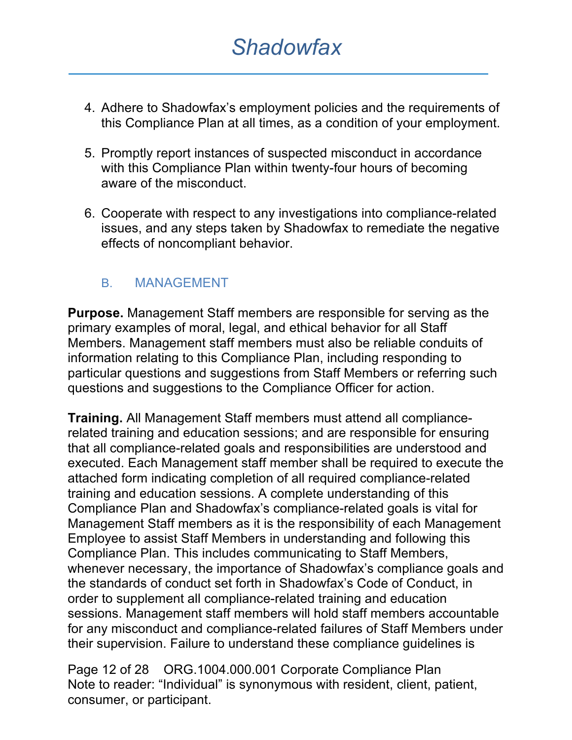4. Adhere to Shadowfax's employment policies and the requirements of this Compliance Plan at all times, as a condition of your employment.

5. Promptly report instances of suspected misconduct in accordance with this Compliance Plan within twenty-four hours of becoming aware of the misconduct.

6. Cooperate with respect to any investigations into compliance-related issues, and any steps taken by Shadowfax to remediate the negative effects of noncompliant behavior.

### B. MANAGEMENT

**Purpose.** Management Staff members are responsible for serving as the primary examples of moral, legal, and ethical behavior for all Staff Members. Management staff members must also be reliable conduits of information relating to this Compliance Plan, including responding to particular questions and suggestions from Staff Members or referring such questions and suggestions to the Compliance Officer for action.

**Training.** All Management Staff members must attend all compliance-related training and education sessions; and are responsible for ensuring that all compliance-related goals and responsibilities are understood and executed. Each Management staff member shall be required to execute the attached form indicating completion of all required compliance-related training and education sessions. A complete understanding of this Compliance Plan and Shadowfax's compliance-related goals is vital for Management Staff members as it is the responsibility of each Management Employee to assist Staff Members in understanding and following this Compliance Plan. This includes communicating to Staff Members, whenever necessary, the importance of Shadowfax's compliance goals and the standards of conduct set forth in Shadowfax's Code of Conduct, in order to supplement all compliance-related training and education sessions. Management staff members will hold staff members accountable for any misconduct and compliance-related failures of Staff Members under their supervision. Failure to understand these compliance guidelines is

Note to reader: "Individual" is synonymous with resident, client, patient, consumer, or participant.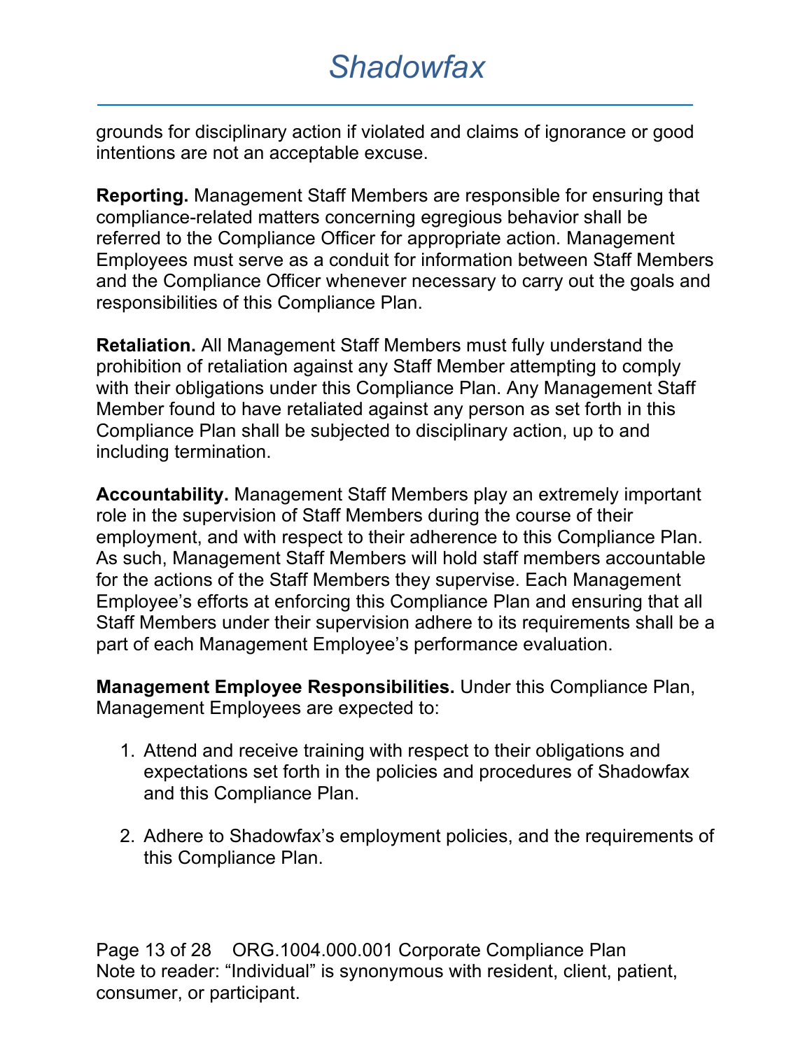grounds for disciplinary action if violated and claims of ignorance or good intentions are not an acceptable excuse.

**Reporting.** Management Staff Members are responsible for ensuring that compliance-related matters concerning egregious behavior shall be referred to the Compliance Officer for appropriate action. Management Employees must serve as a conduit for information between Staff Members and the Compliance Officer whenever necessary to carry out the goals and responsibilities of this Compliance Plan.

**Retaliation.** All Management Staff Members must fully understand the prohibition of retaliation against any Staff Member attempting to comply with their obligations under this Compliance Plan. Any Management Staff Member found to have retaliated against any person as set forth in this Compliance Plan shall be subjected to disciplinary action, up to and including termination.

**Accountability.** Management Staff Members play an extremely important role in the supervision of Staff Members during the course of their employment, and with respect to their adherence to this Compliance Plan. As such, Management Staff Members will hold staff members accountable for the actions of the Staff Members they supervise. Each Management Employee's efforts at enforcing this Compliance Plan and ensuring that all Staff Members under their supervision adhere to its requirements shall be a part of each Management Employee's performance evaluation.

**Management Employee Responsibilities.** Under this Compliance Plan, Management Employees are expected to:

1. Attend and receive training with respect to their obligations and expectations set forth in the policies and procedures of Shadowfax and this Compliance Plan.

2. Adhere to Shadowfax's employment policies, and the requirements of this Compliance Plan.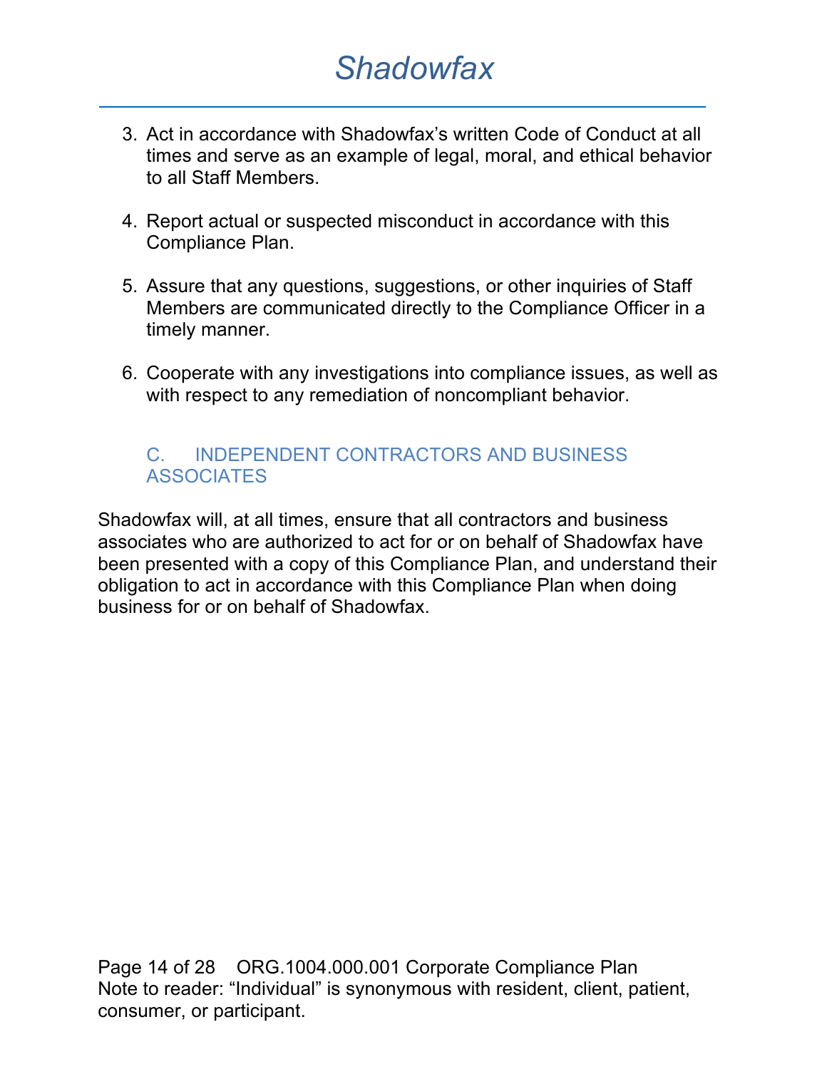3. Act in accordance with Shadowfax's written Code of Conduct at all times and serve as an example of legal, moral, and ethical behavior to all Staff Members.

4. Report actual or suspected misconduct in accordance with this Compliance Plan.

5. Assure that any questions, suggestions, or other inquiries of Staff Members are communicated directly to the Compliance Officer in a timely manner.

6. Cooperate with any investigations into compliance issues, as well as with respect to any remediation of noncompliant behavior.

### C. INDEPENDENT CONTRACTORS AND BUSINESS ASSOCIATES

Shadowfax will, at all times, ensure that all contractors and business associates who are authorized to act for or on behalf of Shadowfax have been presented with a copy of this Compliance Plan, and understand their obligation to act in accordance with this Compliance Plan when doing business for or on behalf of Shadowfax.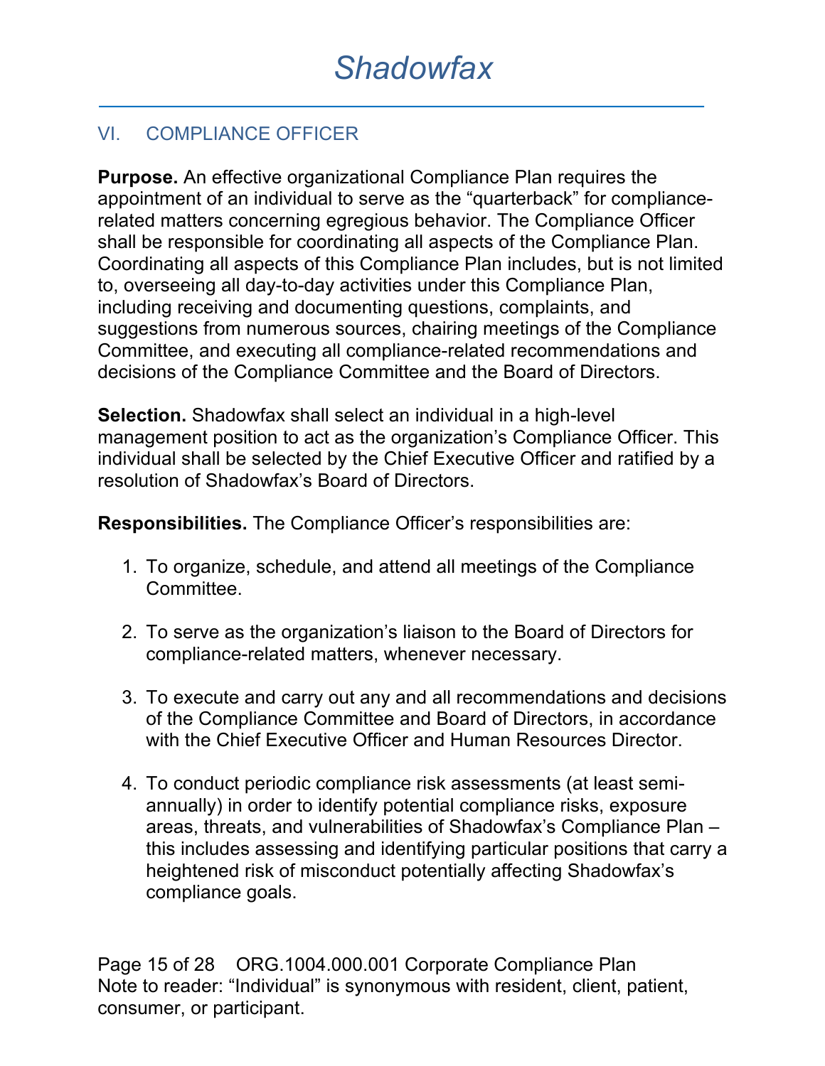## VI. COMPLIANCE OFFICER

**Purpose.** An effective organizational Compliance Plan requires the appointment of an individual to serve as the "quarterback" for compliance-related matters concerning egregious behavior. The Compliance Officer shall be responsible for coordinating all aspects of the Compliance Plan. Coordinating all aspects of this Compliance Plan includes, but is not limited to, overseeing all day-to-day activities under this Compliance Plan, including receiving and documenting questions, complaints, and suggestions from numerous sources, chairing meetings of the Compliance Committee, and executing all compliance-related recommendations and decisions of the Compliance Committee and the Board of Directors.

**Selection.** Shadowfax shall select an individual in a high-level management position to act as the organization's Compliance Officer. This individual shall be selected by the Chief Executive Officer and ratified by a resolution of Shadowfax's Board of Directors.

**Responsibilities.** The Compliance Officer's responsibilities are:

1. To organize, schedule, and attend all meetings of the Compliance Committee.

2. To serve as the organization's liaison to the Board of Directors for compliance-related matters, whenever necessary.

3. To execute and carry out any and all recommendations and decisions of the Compliance Committee and Board of Directors, in accordance with the Chief Executive Officer and Human Resources Director.

4. To conduct periodic compliance risk assessments (at least semi-annually) in order to identify potential compliance risks, exposure areas, threats, and vulnerabilities of Shadowfax's Compliance Plan – this includes assessing and identifying particular positions that carry a heightened risk of misconduct potentially affecting Shadowfax's compliance goals.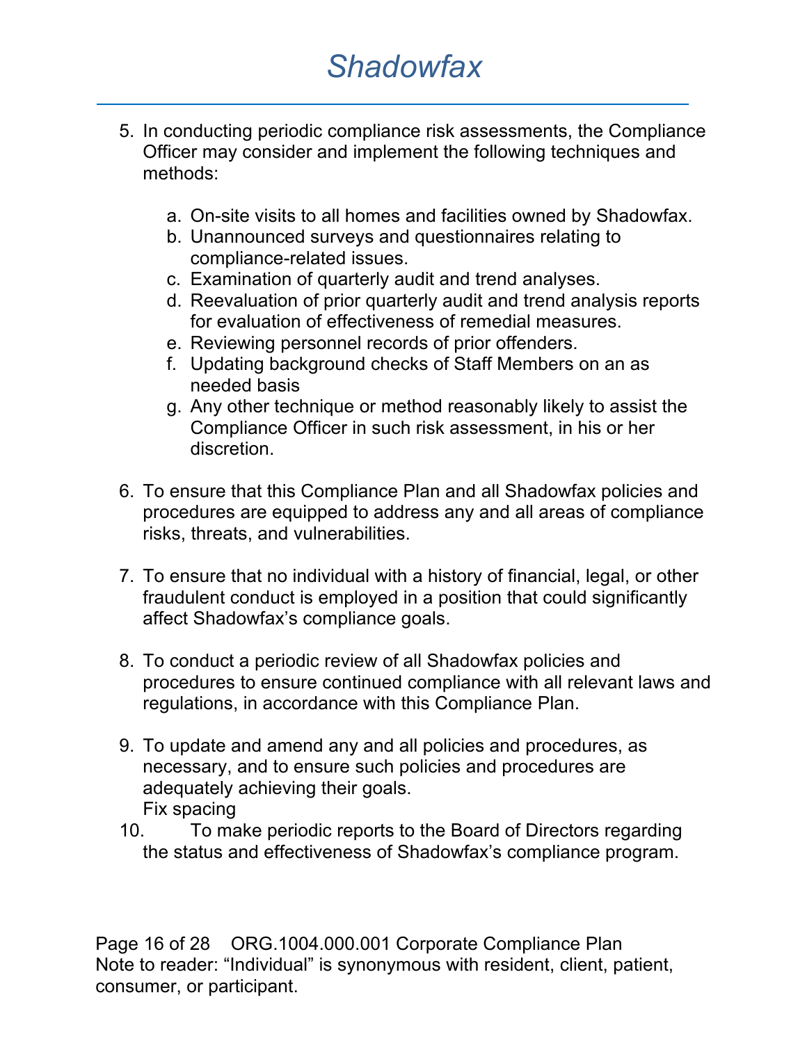5. In conducting periodic compliance risk assessments, the Compliance Officer may consider and implement the following techniques and methods:

    a. On-site visits to all homes and facilities owned by Shadowfax.
    b. Unannounced surveys and questionnaires relating to compliance-related issues.
    c. Examination of quarterly audit and trend analyses.
    d. Reevaluation of prior quarterly audit and trend analysis reports for evaluation of effectiveness of remedial measures.
    e. Reviewing personnel records of prior offenders.
    f. Updating background checks of Staff Members on an as needed basis
    g. Any other technique or method reasonably likely to assist the Compliance Officer in such risk assessment, in his or her discretion.

6. To ensure that this Compliance Plan and all Shadowfax policies and procedures are equipped to address any and all areas of compliance risks, threats, and vulnerabilities.

7. To ensure that no individual with a history of financial, legal, or other fraudulent conduct is employed in a position that could significantly affect Shadowfax's compliance goals.

8. To conduct a periodic review of all Shadowfax policies and procedures to ensure continued compliance with all relevant laws and regulations, in accordance with this Compliance Plan.

9. To update and amend any and all policies and procedures, as necessary, and to ensure such policies and procedures are adequately achieving their goals.
   Fix spacing

10. To make periodic reports to the Board of Directors regarding the status and effectiveness of Shadowfax's compliance program.

Note to reader: "Individual" is synonymous with resident, client, patient, consumer, or participant.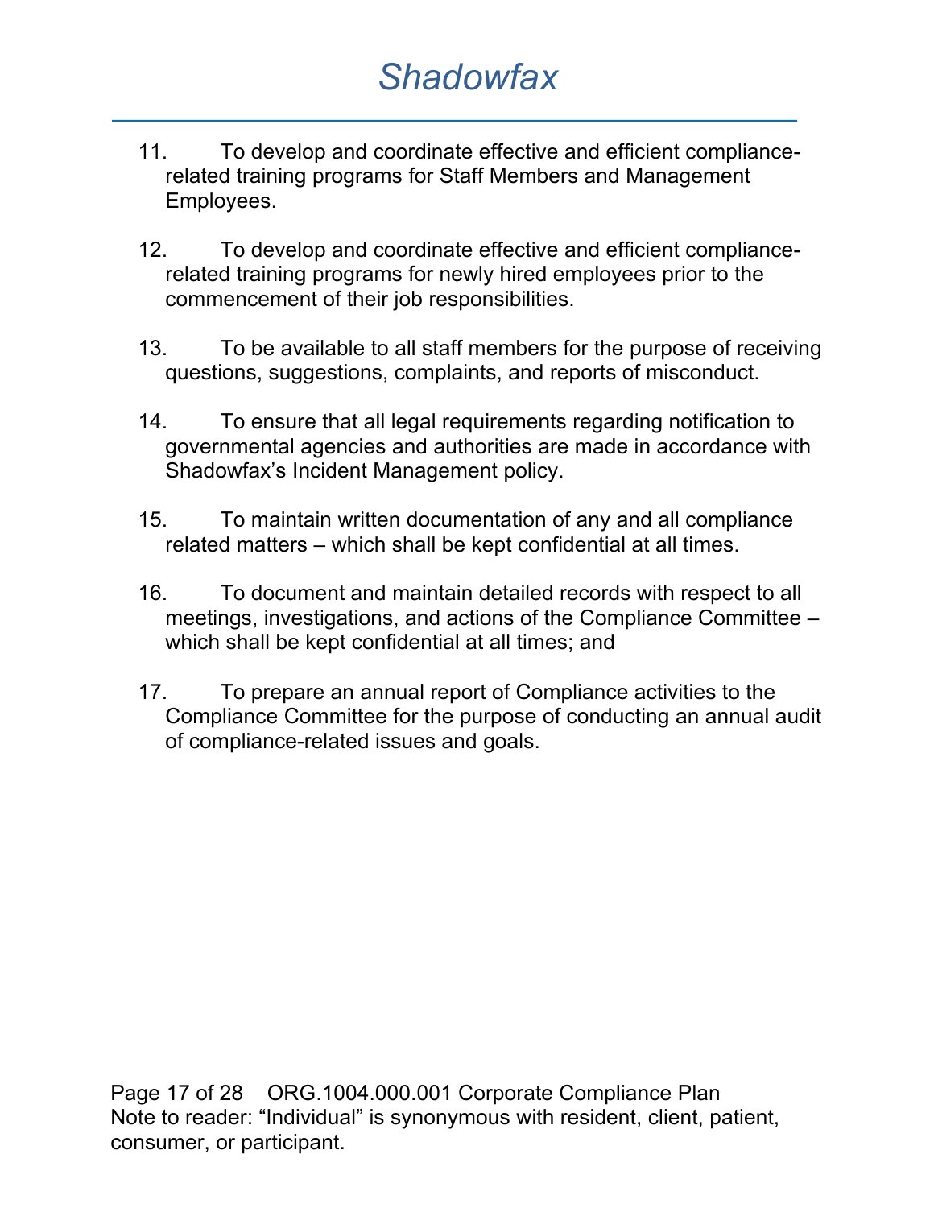11. To develop and coordinate effective and efficient compliance-related training programs for Staff Members and Management Employees.

12. To develop and coordinate effective and efficient compliance-related training programs for newly hired employees prior to the commencement of their job responsibilities.

13. To be available to all staff members for the purpose of receiving questions, suggestions, complaints, and reports of misconduct.

14. To ensure that all legal requirements regarding notification to governmental agencies and authorities are made in accordance with Shadowfax's Incident Management policy.

15. To maintain written documentation of any and all compliance related matters – which shall be kept confidential at all times.

16. To document and maintain detailed records with respect to all meetings, investigations, and actions of the Compliance Committee – which shall be kept confidential at all times; and

17. To prepare an annual report of Compliance activities to the Compliance Committee for the purpose of conducting an annual audit of compliance-related issues and goals.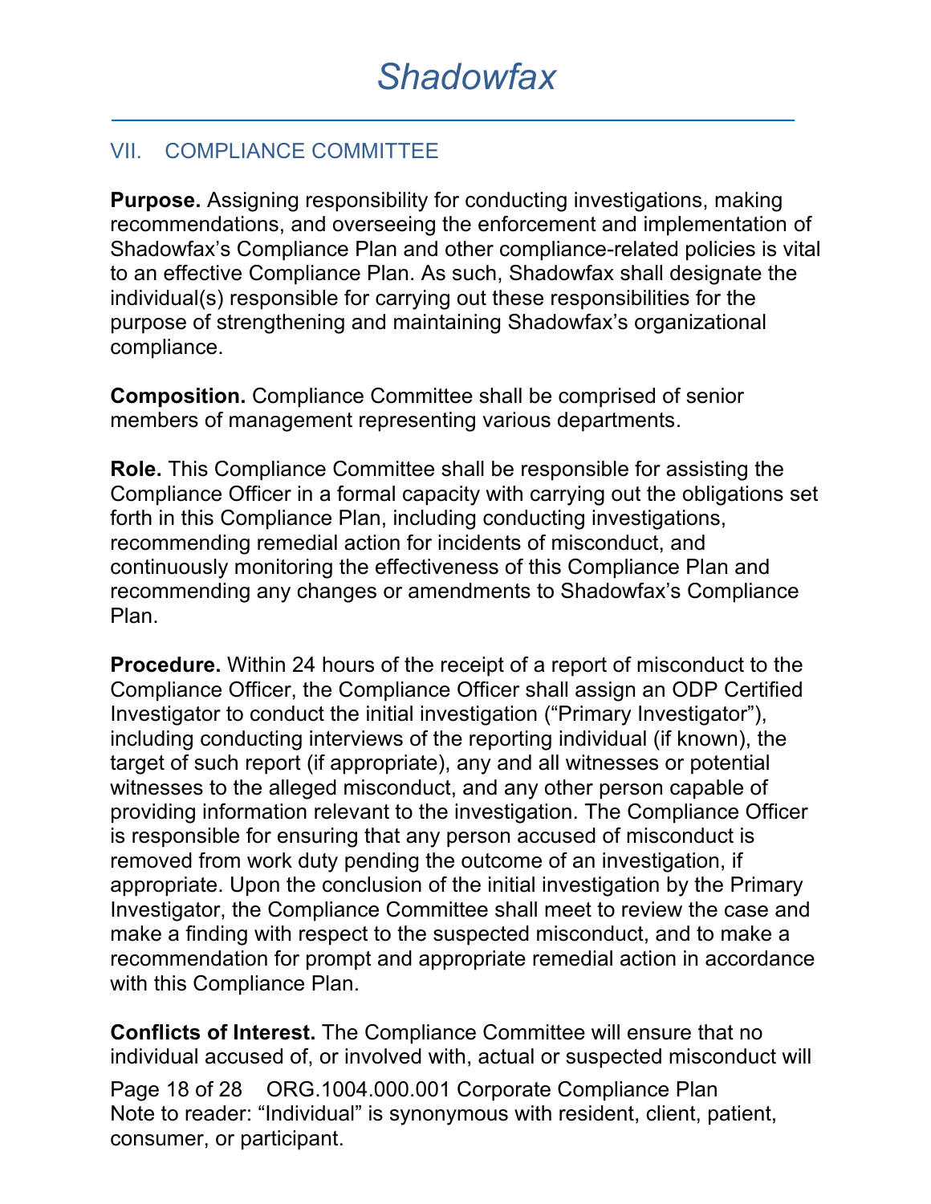## VII. COMPLIANCE COMMITTEE

**Purpose.** Assigning responsibility for conducting investigations, making recommendations, and overseeing the enforcement and implementation of Shadowfax's Compliance Plan and other compliance-related policies is vital to an effective Compliance Plan. As such, Shadowfax shall designate the individual(s) responsible for carrying out these responsibilities for the purpose of strengthening and maintaining Shadowfax's organizational compliance.

**Composition.** Compliance Committee shall be comprised of senior members of management representing various departments.

**Role.** This Compliance Committee shall be responsible for assisting the Compliance Officer in a formal capacity with carrying out the obligations set forth in this Compliance Plan, including conducting investigations, recommending remedial action for incidents of misconduct, and continuously monitoring the effectiveness of this Compliance Plan and recommending any changes or amendments to Shadowfax's Compliance Plan.

**Procedure.** Within 24 hours of the receipt of a report of misconduct to the Compliance Officer, the Compliance Officer shall assign an ODP Certified Investigator to conduct the initial investigation ("Primary Investigator"), including conducting interviews of the reporting individual (if known), the target of such report (if appropriate), any and all witnesses or potential witnesses to the alleged misconduct, and any other person capable of providing information relevant to the investigation. The Compliance Officer is responsible for ensuring that any person accused of misconduct is removed from work duty pending the outcome of an investigation, if appropriate. Upon the conclusion of the initial investigation by the Primary Investigator, the Compliance Committee shall meet to review the case and make a finding with respect to the suspected misconduct, and to make a recommendation for prompt and appropriate remedial action in accordance with this Compliance Plan.

**Conflicts of Interest.** The Compliance Committee will ensure that no individual accused of, or involved with, actual or suspected misconduct will

Note to reader: "Individual" is synonymous with resident, client, patient, consumer, or participant.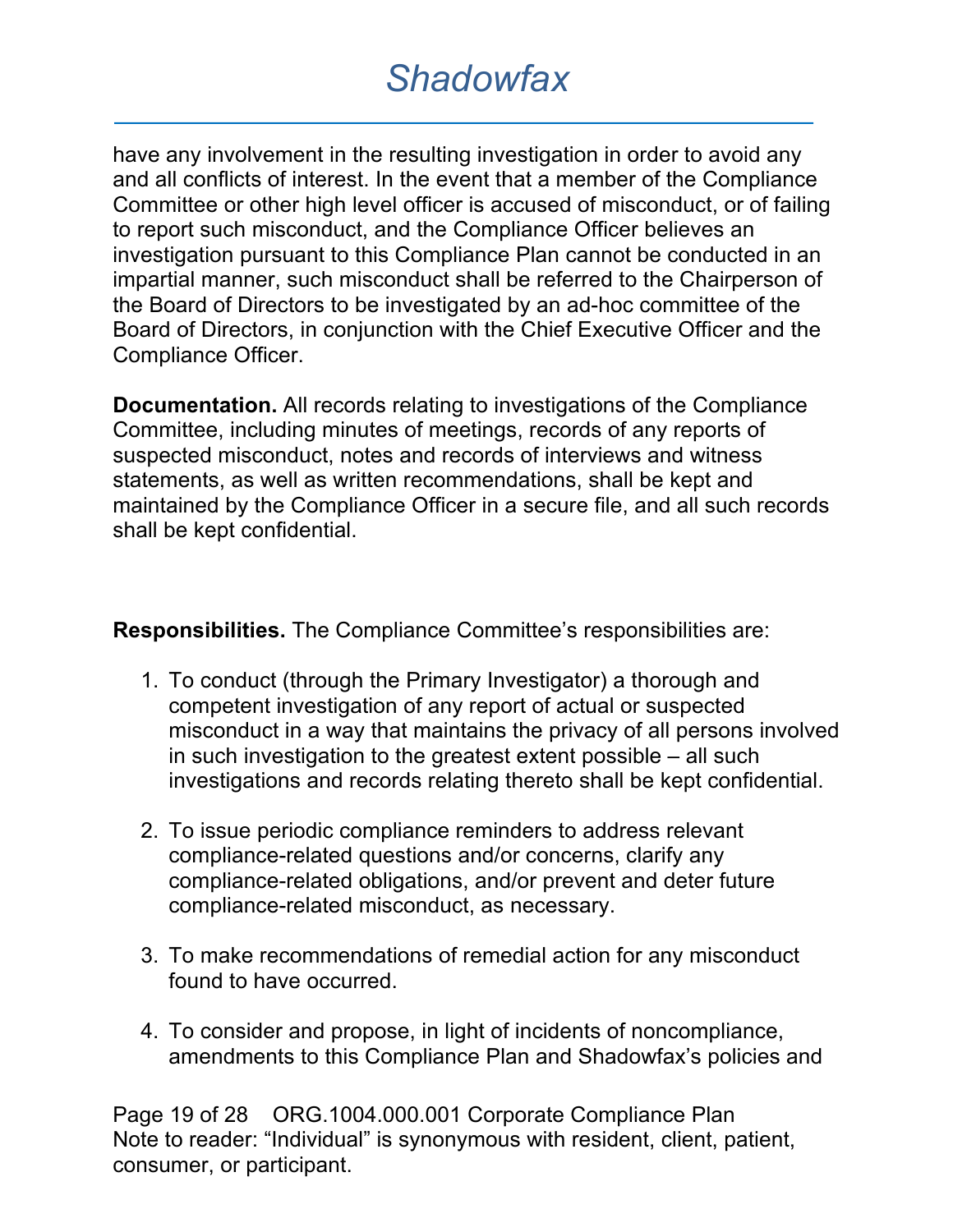have any involvement in the resulting investigation in order to avoid any and all conflicts of interest. In the event that a member of the Compliance Committee or other high level officer is accused of misconduct, or of failing to report such misconduct, and the Compliance Officer believes an investigation pursuant to this Compliance Plan cannot be conducted in an impartial manner, such misconduct shall be referred to the Chairperson of the Board of Directors to be investigated by an ad-hoc committee of the Board of Directors, in conjunction with the Chief Executive Officer and the Compliance Officer.

**Documentation.** All records relating to investigations of the Compliance Committee, including minutes of meetings, records of any reports of suspected misconduct, notes and records of interviews and witness statements, as well as written recommendations, shall be kept and maintained by the Compliance Officer in a secure file, and all such records shall be kept confidential.

**Responsibilities.** The Compliance Committee's responsibilities are:

1. To conduct (through the Primary Investigator) a thorough and competent investigation of any report of actual or suspected misconduct in a way that maintains the privacy of all persons involved in such investigation to the greatest extent possible – all such investigations and records relating thereto shall be kept confidential.

2. To issue periodic compliance reminders to address relevant compliance-related questions and/or concerns, clarify any compliance-related obligations, and/or prevent and deter future compliance-related misconduct, as necessary.

3. To make recommendations of remedial action for any misconduct found to have occurred.

4. To consider and propose, in light of incidents of noncompliance, amendments to this Compliance Plan and Shadowfax's policies and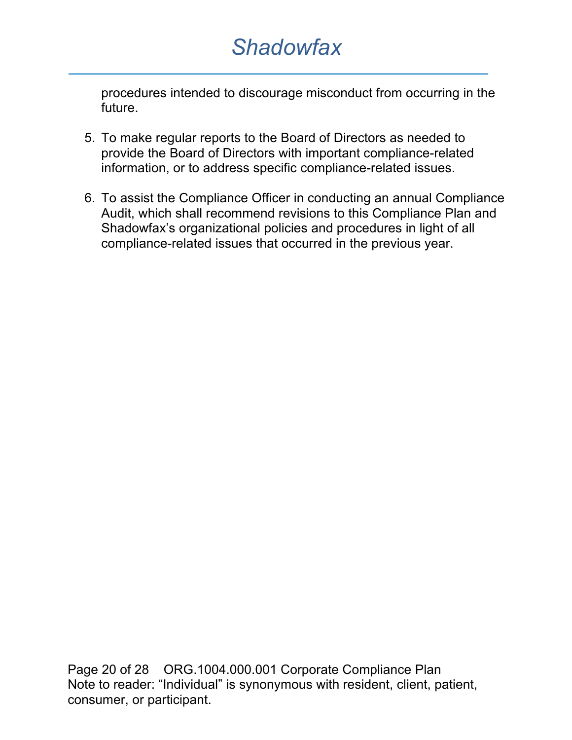procedures intended to discourage misconduct from occurring in the future.

5. To make regular reports to the Board of Directors as needed to provide the Board of Directors with important compliance-related information, or to address specific compliance-related issues.

6. To assist the Compliance Officer in conducting an annual Compliance Audit, which shall recommend revisions to this Compliance Plan and Shadowfax's organizational policies and procedures in light of all compliance-related issues that occurred in the previous year.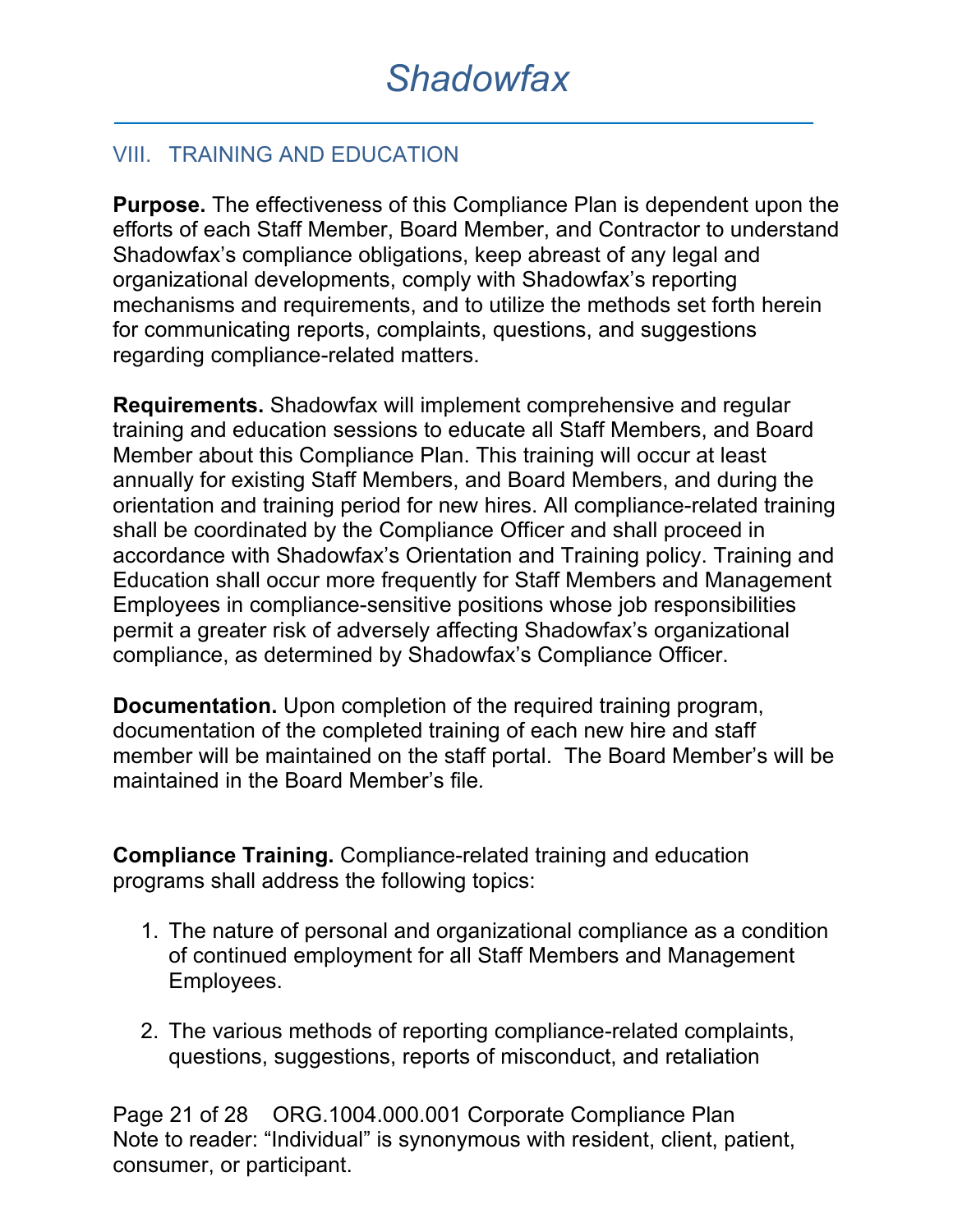## VIII. TRAINING AND EDUCATION

**Purpose.** The effectiveness of this Compliance Plan is dependent upon the efforts of each Staff Member, Board Member, and Contractor to understand Shadowfax's compliance obligations, keep abreast of any legal and organizational developments, comply with Shadowfax's reporting mechanisms and requirements, and to utilize the methods set forth herein for communicating reports, complaints, questions, and suggestions regarding compliance-related matters.

**Requirements.** Shadowfax will implement comprehensive and regular training and education sessions to educate all Staff Members, and Board Member about this Compliance Plan. This training will occur at least annually for existing Staff Members, and Board Members, and during the orientation and training period for new hires. All compliance-related training shall be coordinated by the Compliance Officer and shall proceed in accordance with Shadowfax's Orientation and Training policy. Training and Education shall occur more frequently for Staff Members and Management Employees in compliance-sensitive positions whose job responsibilities permit a greater risk of adversely affecting Shadowfax's organizational compliance, as determined by Shadowfax's Compliance Officer.

**Documentation.** Upon completion of the required training program, documentation of the completed training of each new hire and staff member will be maintained on the staff portal. The Board Member's will be maintained in the Board Member's file.

**Compliance Training.** Compliance-related training and education programs shall address the following topics:

1. The nature of personal and organizational compliance as a condition of continued employment for all Staff Members and Management Employees.

2. The various methods of reporting compliance-related complaints, questions, suggestions, reports of misconduct, and retaliation

Note to reader: "Individual" is synonymous with resident, client, patient, consumer, or participant.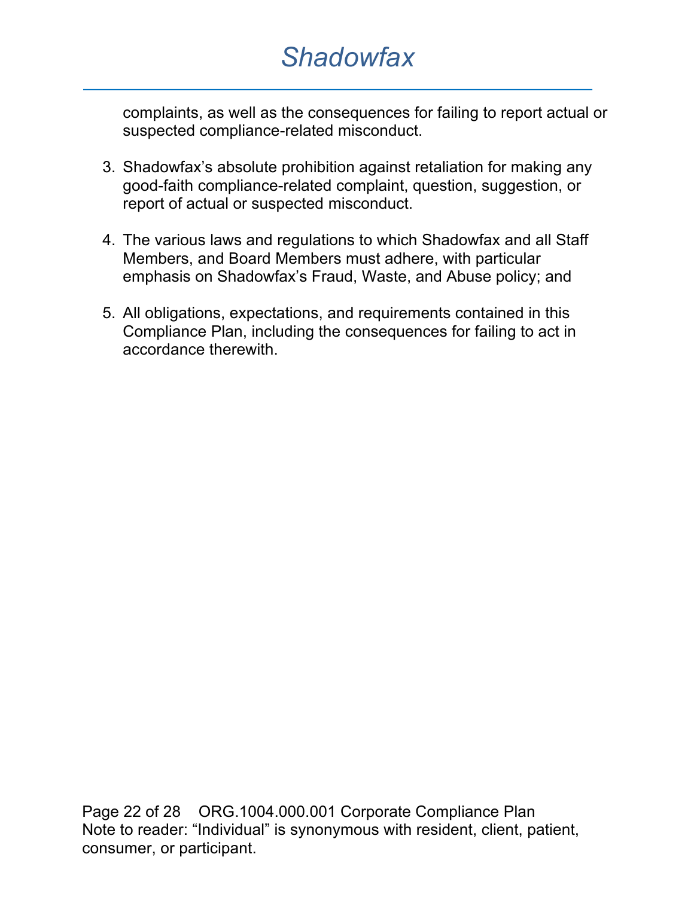complaints, as well as the consequences for failing to report actual or suspected compliance-related misconduct.

3. Shadowfax's absolute prohibition against retaliation for making any good-faith compliance-related complaint, question, suggestion, or report of actual or suspected misconduct.

4. The various laws and regulations to which Shadowfax and all Staff Members, and Board Members must adhere, with particular emphasis on Shadowfax's Fraud, Waste, and Abuse policy; and

5. All obligations, expectations, and requirements contained in this Compliance Plan, including the consequences for failing to act in accordance therewith.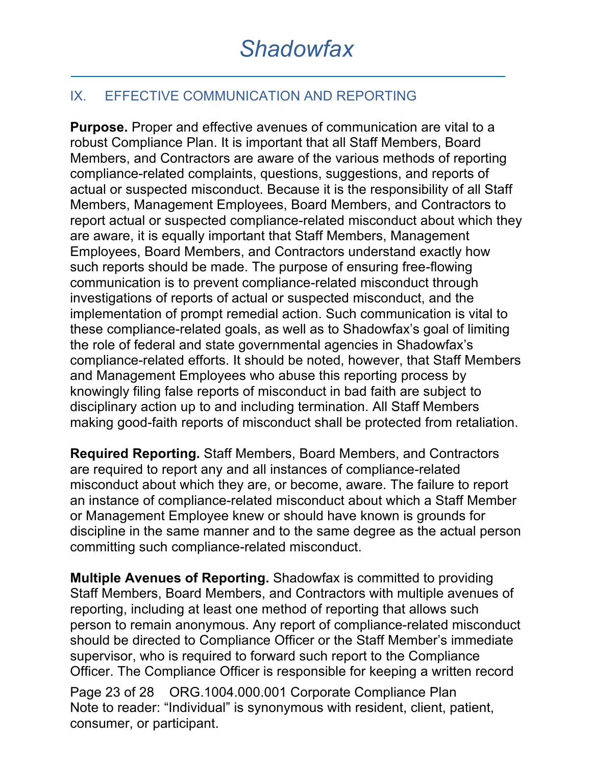## IX. EFFECTIVE COMMUNICATION AND REPORTING

**Purpose.** Proper and effective avenues of communication are vital to a robust Compliance Plan. It is important that all Staff Members, Board Members, and Contractors are aware of the various methods of reporting compliance-related complaints, questions, suggestions, and reports of actual or suspected misconduct. Because it is the responsibility of all Staff Members, Management Employees, Board Members, and Contractors to report actual or suspected compliance-related misconduct about which they are aware, it is equally important that Staff Members, Management Employees, Board Members, and Contractors understand exactly how such reports should be made. The purpose of ensuring free-flowing communication is to prevent compliance-related misconduct through investigations of reports of actual or suspected misconduct, and the implementation of prompt remedial action. Such communication is vital to these compliance-related goals, as well as to Shadowfax's goal of limiting the role of federal and state governmental agencies in Shadowfax's compliance-related efforts. It should be noted, however, that Staff Members and Management Employees who abuse this reporting process by knowingly filing false reports of misconduct in bad faith are subject to disciplinary action up to and including termination. All Staff Members making good-faith reports of misconduct shall be protected from retaliation.

**Required Reporting.** Staff Members, Board Members, and Contractors are required to report any and all instances of compliance-related misconduct about which they are, or become, aware. The failure to report an instance of compliance-related misconduct about which a Staff Member or Management Employee knew or should have known is grounds for discipline in the same manner and to the same degree as the actual person committing such compliance-related misconduct.

**Multiple Avenues of Reporting.** Shadowfax is committed to providing Staff Members, Board Members, and Contractors with multiple avenues of reporting, including at least one method of reporting that allows such person to remain anonymous. Any report of compliance-related misconduct should be directed to Compliance Officer or the Staff Member's immediate supervisor, who is required to forward such report to the Compliance Officer. The Compliance Officer is responsible for keeping a written record

Note to reader: "Individual" is synonymous with resident, client, patient, consumer, or participant.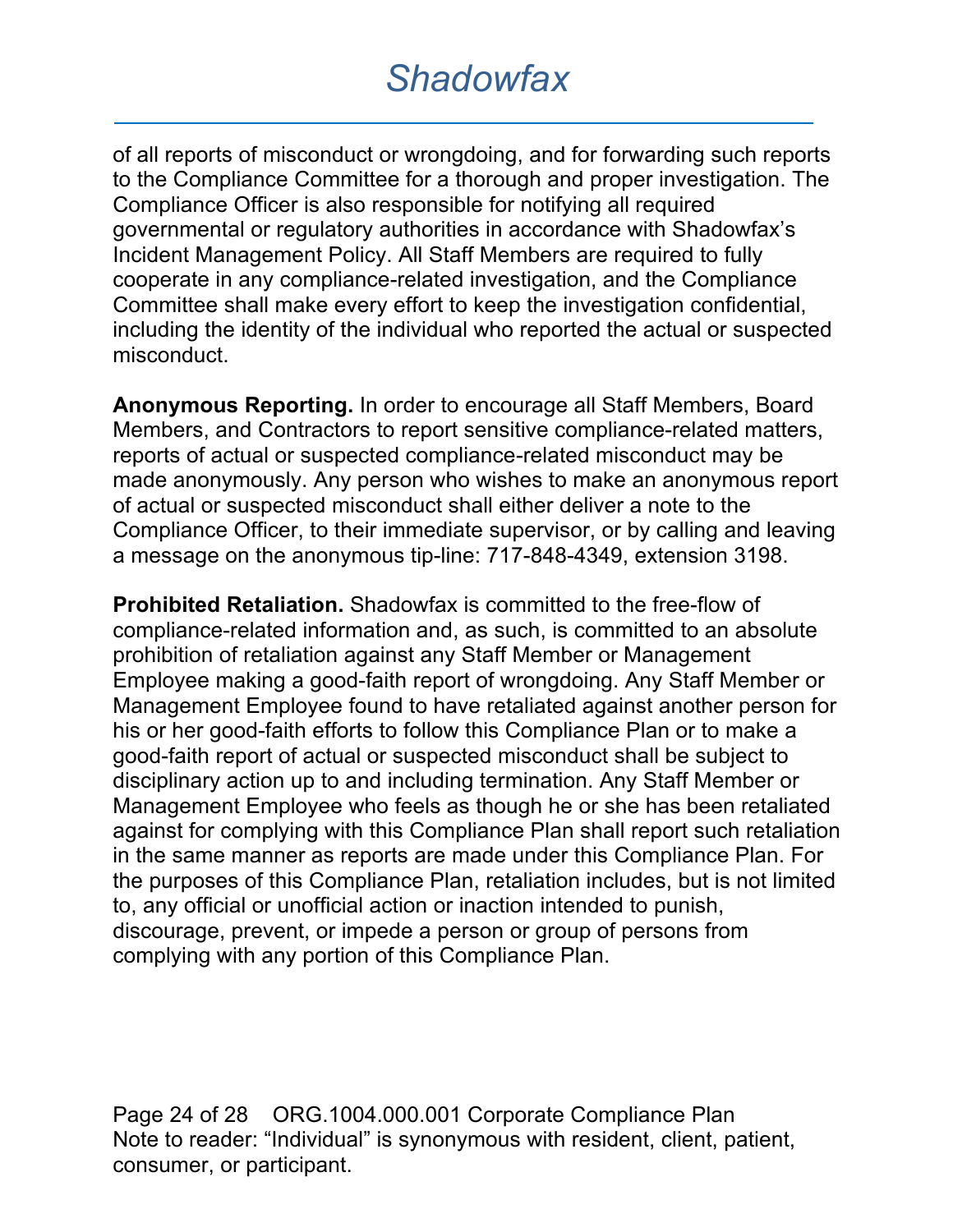of all reports of misconduct or wrongdoing, and for forwarding such reports to the Compliance Committee for a thorough and proper investigation. The Compliance Officer is also responsible for notifying all required governmental or regulatory authorities in accordance with Shadowfax's Incident Management Policy. All Staff Members are required to fully cooperate in any compliance-related investigation, and the Compliance Committee shall make every effort to keep the investigation confidential, including the identity of the individual who reported the actual or suspected misconduct.

**Anonymous Reporting.** In order to encourage all Staff Members, Board Members, and Contractors to report sensitive compliance-related matters, reports of actual or suspected compliance-related misconduct may be made anonymously. Any person who wishes to make an anonymous report of actual or suspected misconduct shall either deliver a note to the Compliance Officer, to their immediate supervisor, or by calling and leaving a message on the anonymous tip-line: 717-848-4349, extension 3198.

**Prohibited Retaliation.** Shadowfax is committed to the free-flow of compliance-related information and, as such, is committed to an absolute prohibition of retaliation against any Staff Member or Management Employee making a good-faith report of wrongdoing. Any Staff Member or Management Employee found to have retaliated against another person for his or her good-faith efforts to follow this Compliance Plan or to make a good-faith report of actual or suspected misconduct shall be subject to disciplinary action up to and including termination. Any Staff Member or Management Employee who feels as though he or she has been retaliated against for complying with this Compliance Plan shall report such retaliation in the same manner as reports are made under this Compliance Plan. For the purposes of this Compliance Plan, retaliation includes, but is not limited to, any official or unofficial action or inaction intended to punish, discourage, prevent, or impede a person or group of persons from complying with any portion of this Compliance Plan.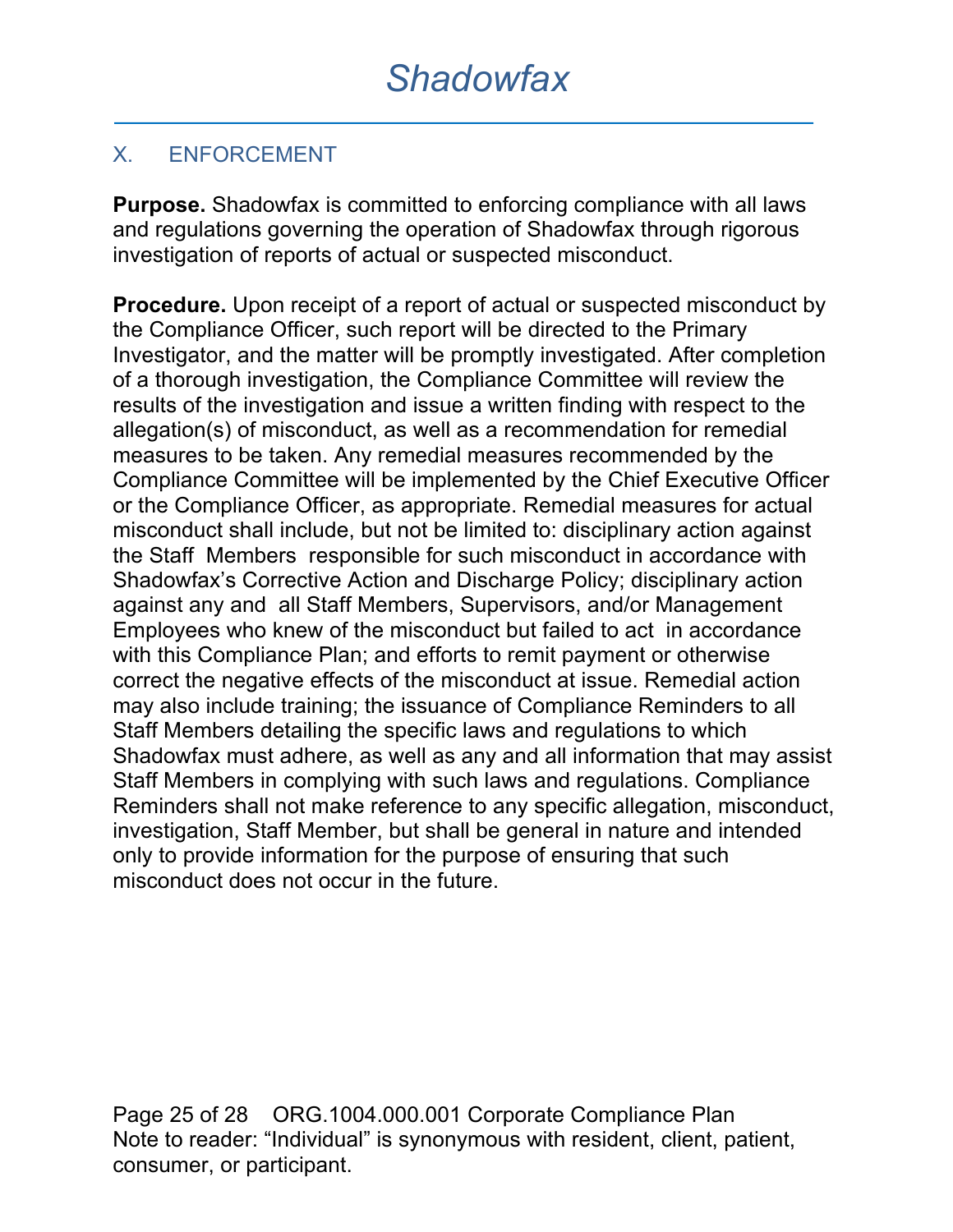## X. ENFORCEMENT

**Purpose.** Shadowfax is committed to enforcing compliance with all laws and regulations governing the operation of Shadowfax through rigorous investigation of reports of actual or suspected misconduct.

**Procedure.** Upon receipt of a report of actual or suspected misconduct by the Compliance Officer, such report will be directed to the Primary Investigator, and the matter will be promptly investigated. After completion of a thorough investigation, the Compliance Committee will review the results of the investigation and issue a written finding with respect to the allegation(s) of misconduct, as well as a recommendation for remedial measures to be taken. Any remedial measures recommended by the Compliance Committee will be implemented by the Chief Executive Officer or the Compliance Officer, as appropriate. Remedial measures for actual misconduct shall include, but not be limited to: disciplinary action against the Staff Members responsible for such misconduct in accordance with Shadowfax's Corrective Action and Discharge Policy; disciplinary action against any and all Staff Members, Supervisors, and/or Management Employees who knew of the misconduct but failed to act in accordance with this Compliance Plan; and efforts to remit payment or otherwise correct the negative effects of the misconduct at issue. Remedial action may also include training; the issuance of Compliance Reminders to all Staff Members detailing the specific laws and regulations to which Shadowfax must adhere, as well as any and all information that may assist Staff Members in complying with such laws and regulations. Compliance Reminders shall not make reference to any specific allegation, misconduct, investigation, Staff Member, but shall be general in nature and intended only to provide information for the purpose of ensuring that such misconduct does not occur in the future.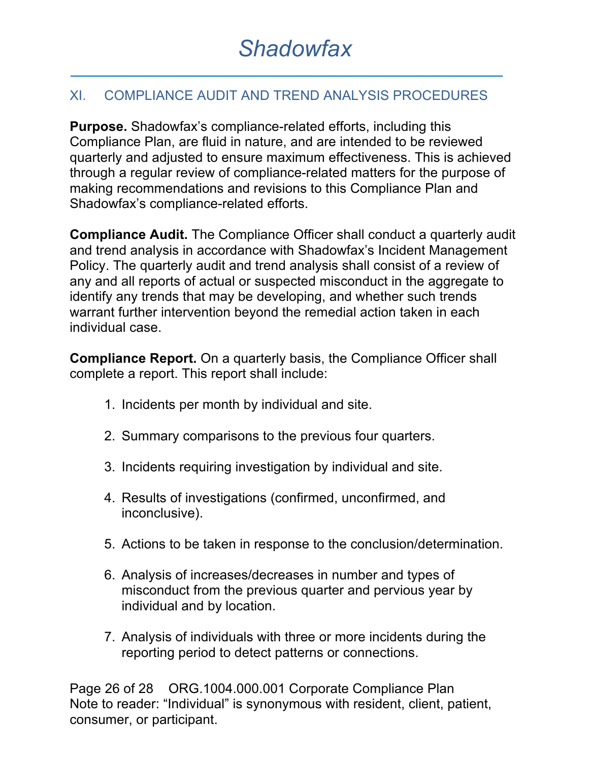## XI. COMPLIANCE AUDIT AND TREND ANALYSIS PROCEDURES

**Purpose.** Shadowfax's compliance-related efforts, including this Compliance Plan, are fluid in nature, and are intended to be reviewed quarterly and adjusted to ensure maximum effectiveness. This is achieved through a regular review of compliance-related matters for the purpose of making recommendations and revisions to this Compliance Plan and Shadowfax's compliance-related efforts.

**Compliance Audit.** The Compliance Officer shall conduct a quarterly audit and trend analysis in accordance with Shadowfax's Incident Management Policy. The quarterly audit and trend analysis shall consist of a review of any and all reports of actual or suspected misconduct in the aggregate to identify any trends that may be developing, and whether such trends warrant further intervention beyond the remedial action taken in each individual case.

**Compliance Report.** On a quarterly basis, the Compliance Officer shall complete a report. This report shall include:

1. Incidents per month by individual and site.
2. Summary comparisons to the previous four quarters.
3. Incidents requiring investigation by individual and site.
4. Results of investigations (confirmed, unconfirmed, and inconclusive).
5. Actions to be taken in response to the conclusion/determination.
6. Analysis of increases/decreases in number and types of misconduct from the previous quarter and pervious year by individual and by location.
7. Analysis of individuals with three or more incidents during the reporting period to detect patterns or connections.

Note to reader: "Individual" is synonymous with resident, client, patient, consumer, or participant.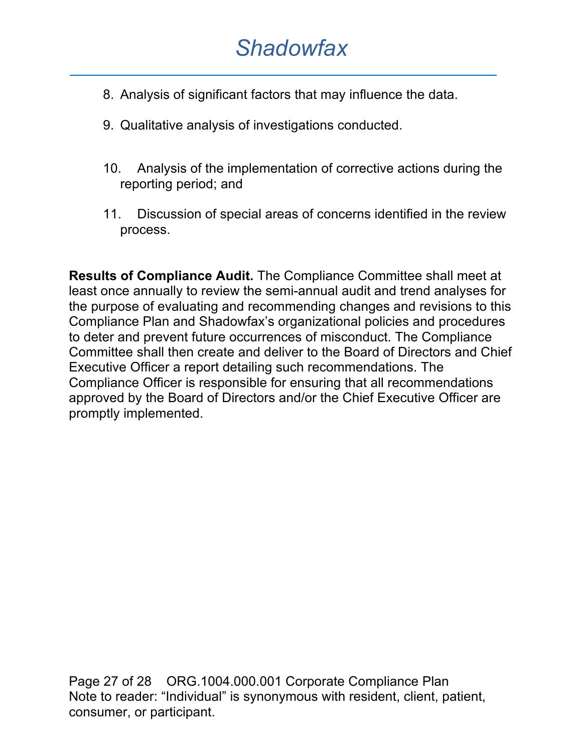8. Analysis of significant factors that may influence the data.

9. Qualitative analysis of investigations conducted.

10. Analysis of the implementation of corrective actions during the reporting period; and

11. Discussion of special areas of concerns identified in the review process.

**Results of Compliance Audit.** The Compliance Committee shall meet at least once annually to review the semi-annual audit and trend analyses for the purpose of evaluating and recommending changes and revisions to this Compliance Plan and Shadowfax's organizational policies and procedures to deter and prevent future occurrences of misconduct. The Compliance Committee shall then create and deliver to the Board of Directors and Chief Executive Officer a report detailing such recommendations. The Compliance Officer is responsible for ensuring that all recommendations approved by the Board of Directors and/or the Chief Executive Officer are promptly implemented.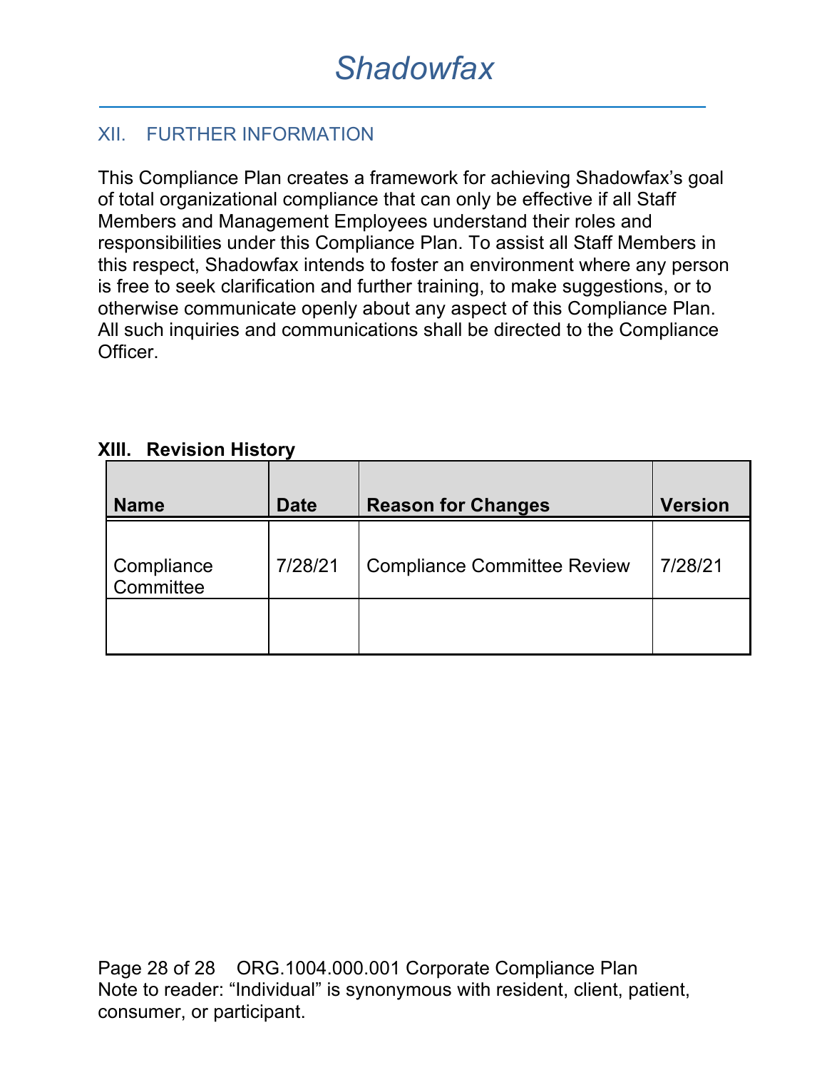## XII. FURTHER INFORMATION

This Compliance Plan creates a framework for achieving Shadowfax's goal of total organizational compliance that can only be effective if all Staff Members and Management Employees understand their roles and responsibilities under this Compliance Plan. To assist all Staff Members in this respect, Shadowfax intends to foster an environment where any person is free to seek clarification and further training, to make suggestions, or to otherwise communicate openly about any aspect of this Compliance Plan. All such inquiries and communications shall be directed to the Compliance Officer.

## XIII. Revision History

| Name | Date | Reason for Changes | Version |
| --- | --- | --- | --- |
| Compliance Committee | 7/28/21 | Compliance Committee Review | 7/28/21 |
| | | | |

Note to reader: "Individual" is synonymous with resident, client, patient, consumer, or participant.